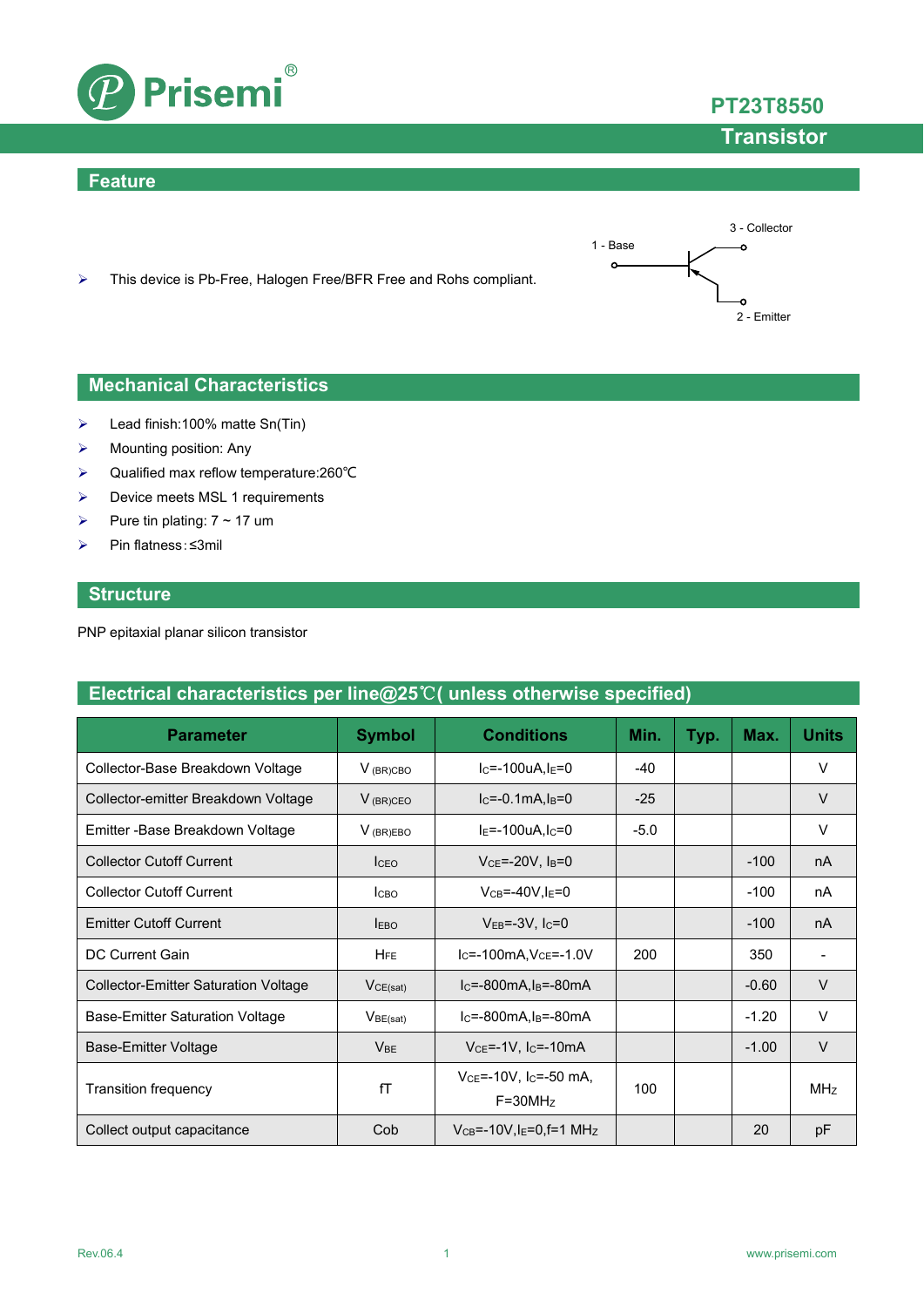# PT23T8550

## Transistor

## Feature

- This device is Pb-Free, Halogen Free/BFR Free and Rohs compliant.

1 - Base
3 - Collector
2 - Emitter

## Mechanical Characteristics

- Lead finish:100% matte Sn(Tin)
- Mounting position: Any
- Qualified max reflow temperature:260℃
- Device meets MSL 1 requirements
- Pure tin plating: 7 ~ 17 um
- Pin flatness:≤3mil

## Structure

PNP epitaxial planar silicon transistor

## Electrical characteristics per line@25℃( unless otherwise specified)

| Parameter | Symbol | Conditions | Min. | Typ. | Max. | Units |
|---|---|---|---|---|---|---|
| Collector-Base Breakdown Voltage | $V_{(BR)CBO}$ | $I_C$=-100uA,$I_E$=0 | -40 | | | V |
| Collector-emitter Breakdown Voltage | $V_{(BR)CEO}$ | $I_C$=-0.1mA,$I_B$=0 | -25 | | | V |
| Emitter -Base Breakdown Voltage | $V_{(BR)EBO}$ | $I_E$=-100uA,$I_C$=0 | -5.0 | | | V |
| Collector Cutoff Current | $I_{CEO}$ | $V_{CE}$=-20V, $I_B$=0 | | | -100 | nA |
| Collector Cutoff Current | $I_{CBO}$ | $V_{CB}$=-40V,$I_E$=0 | | | -100 | nA |
| Emitter Cutoff Current | $I_{EBO}$ | $V_{EB}$=-3V, $I_C$=0 | | | -100 | nA |
| DC Current Gain | $H_{FE}$ | $I_C$=-100mA,$V_{CE}$=-1.0V | 200 | | 350 | - |
| Collector-Emitter Saturation Voltage | $V_{CE(sat)}$ | $I_C$=-800mA,$I_B$=-80mA | | | -0.60 | V |
| Base-Emitter Saturation Voltage | $V_{BE(sat)}$ | $I_C$=-800mA,$I_B$=-80mA | | | -1.20 | V |
| Base-Emitter Voltage | $V_{BE}$ | $V_{CE}$=-1V, $I_C$=-10mA | | | -1.00 | V |
| Transition frequency | fT | $V_{CE}$=-10V, $I_C$=-50 mA, F=30MHz | 100 | | | MHz |
| Collect output capacitance | Cob | $V_{CB}$=-10V,$I_E$=0,f=1 MHz | | | 20 | pF |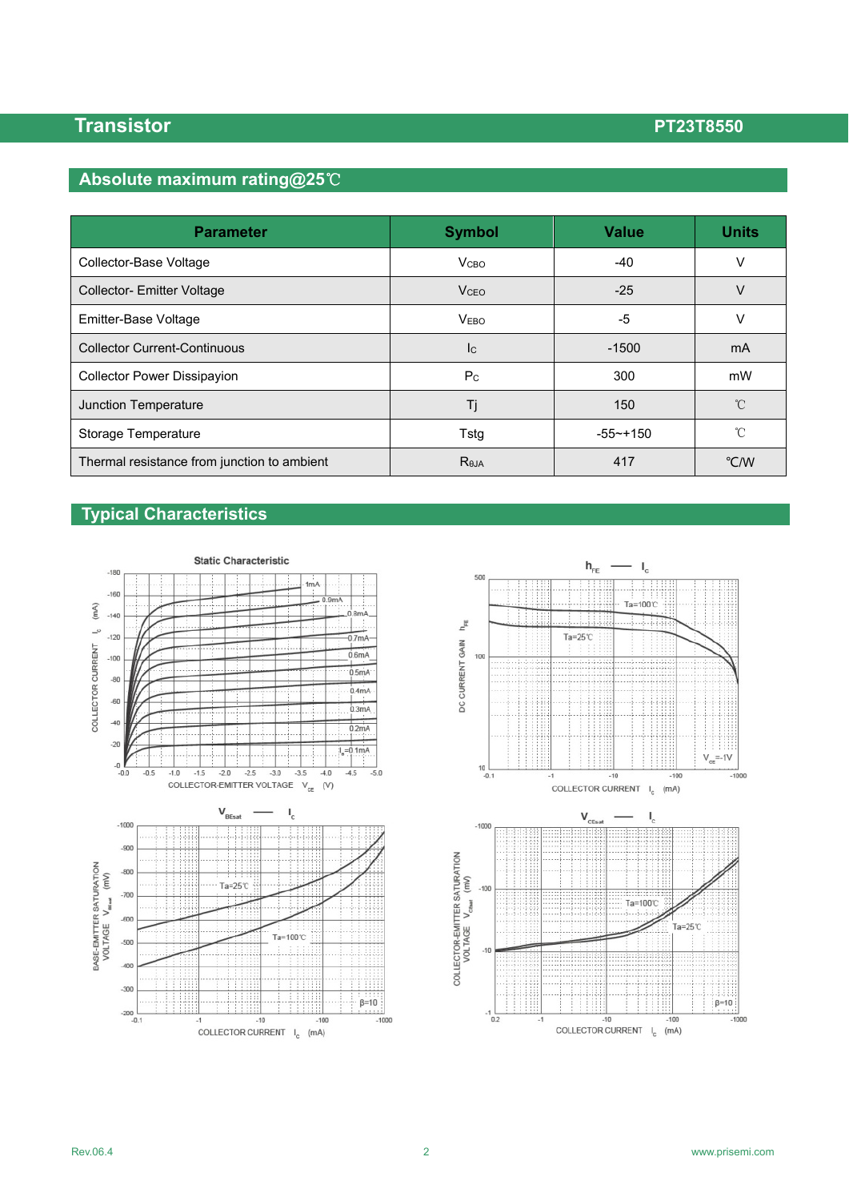## Absolute maximum rating@25℃

| Parameter | Symbol | Value | Units |
|---|---|---|---|
| Collector-Base Voltage | $V_{CBO}$ | -40 | V |
| Collector- Emitter Voltage | $V_{CEO}$ | -25 | V |
| Emitter-Base Voltage | $V_{EBO}$ | -5 | V |
| Collector Current-Continuous | $I_C$ | -1500 | mA |
| Collector Power Dissipayion | $P_C$ | 300 | mW |
| Junction Temperature | Tj | 150 | ℃ |
| Storage Temperature | Tstg | -55~+150 | ℃ |
| Thermal resistance from junction to ambient | $R_{θJA}$ | 417 | ℃/W |

## Typical Characteristics

Static Characteristic

$h_{FE}$ — $I_C$

$V_{BEsat}$ — $I_C$

$V_{CEsat}$ — $I_C$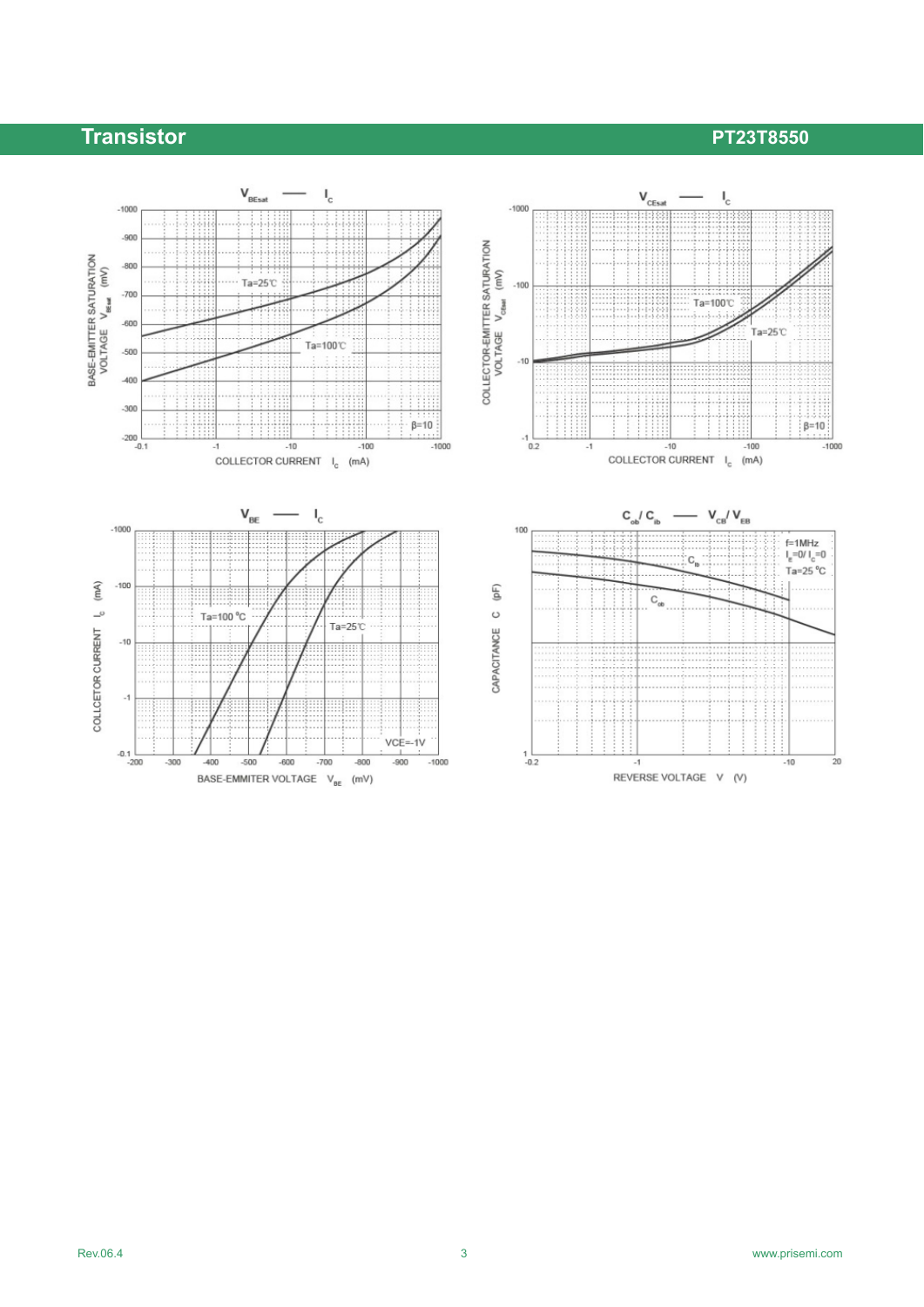$V_{BEsat}$ — $I_C$

BASE-EMITTER SATURATION VOLTAGE $V_{BEsat}$ (mV)

COLLECTOR CURRENT $I_C$ (mA)

Ta=25℃

Ta=100℃

β=10

$V_{CEsat}$ — $I_C$

COLLECTOR-EMITTER SATURATION VOLTAGE $V_{CEsat}$ (mV)

COLLECTOR CURRENT $I_C$ (mA)

Ta=100℃

Ta=25℃

β=10

$V_{BE}$ — $I_C$

COLLCETOR CURRENT $I_C$ (mA)

BASE-EMMITER VOLTAGE $V_{BE}$ (mV)

Ta=100 °C

Ta=25℃

VCE=-1V

$C_{ob}$ / $C_{ib}$ — $V_{CB}$/ $V_{EB}$

CAPACITANCE C (pF)

REVERSE VOLTAGE V (V)

f=1MHz

$I_E$=0/ $I_C$=0

Ta=25 °C

$C_{ib}$

$C_{ob}$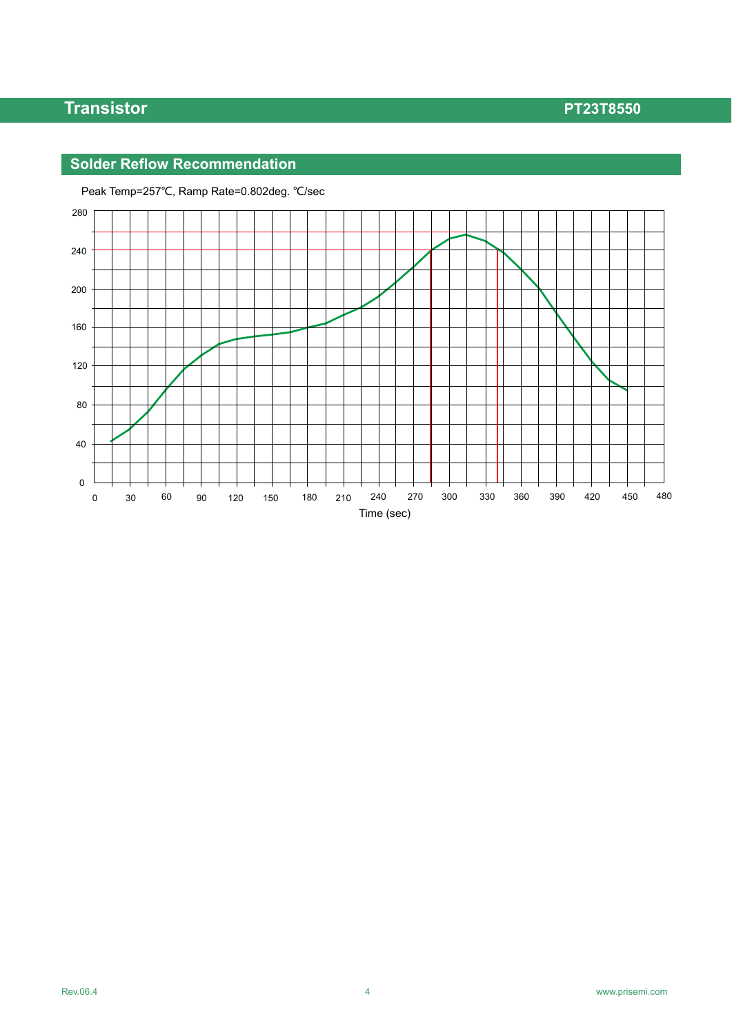## Solder Reflow Recommendation

Peak Temp=257℃, Ramp Rate=0.802deg. ℃/sec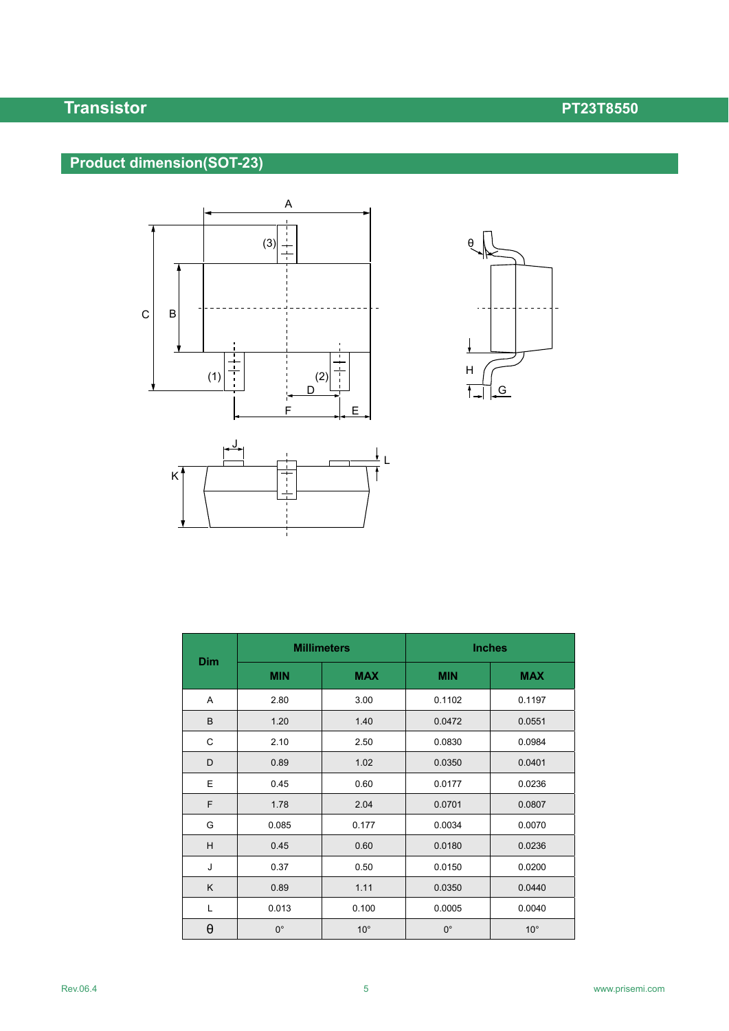## Product dimension(SOT-23)

| Dim | Millimeters | | Inches | |
|---|---|---|---|---|
| | MIN | MAX | MIN | MAX |
| A | 2.80 | 3.00 | 0.1102 | 0.1197 |
| B | 1.20 | 1.40 | 0.0472 | 0.0551 |
| C | 2.10 | 2.50 | 0.0830 | 0.0984 |
| D | 0.89 | 1.02 | 0.0350 | 0.0401 |
| E | 0.45 | 0.60 | 0.0177 | 0.0236 |
| F | 1.78 | 2.04 | 0.0701 | 0.0807 |
| G | 0.085 | 0.177 | 0.0034 | 0.0070 |
| H | 0.45 | 0.60 | 0.0180 | 0.0236 |
| J | 0.37 | 0.50 | 0.0150 | 0.0200 |
| K | 0.89 | 1.11 | 0.0350 | 0.0440 |
| L | 0.013 | 0.100 | 0.0005 | 0.0040 |
| θ | 0° | 10° | 0° | 10° |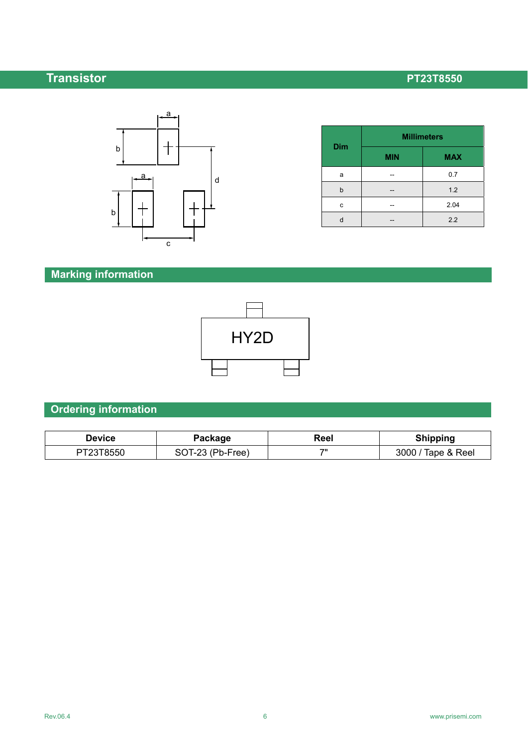| Dim | Millimeters | |
|---|---|---|
| | MIN | MAX |
| a | -- | 0.7 |
| b | -- | 1.2 |
| c | -- | 2.04 |
| d | -- | 2.2 |

## Marking information

HY2D

## Ordering information

| Device | Package | Reel | Shipping |
|---|---|---|---|
| PT23T8550 | SOT-23 (Pb-Free) | 7" | 3000 / Tape & Reel |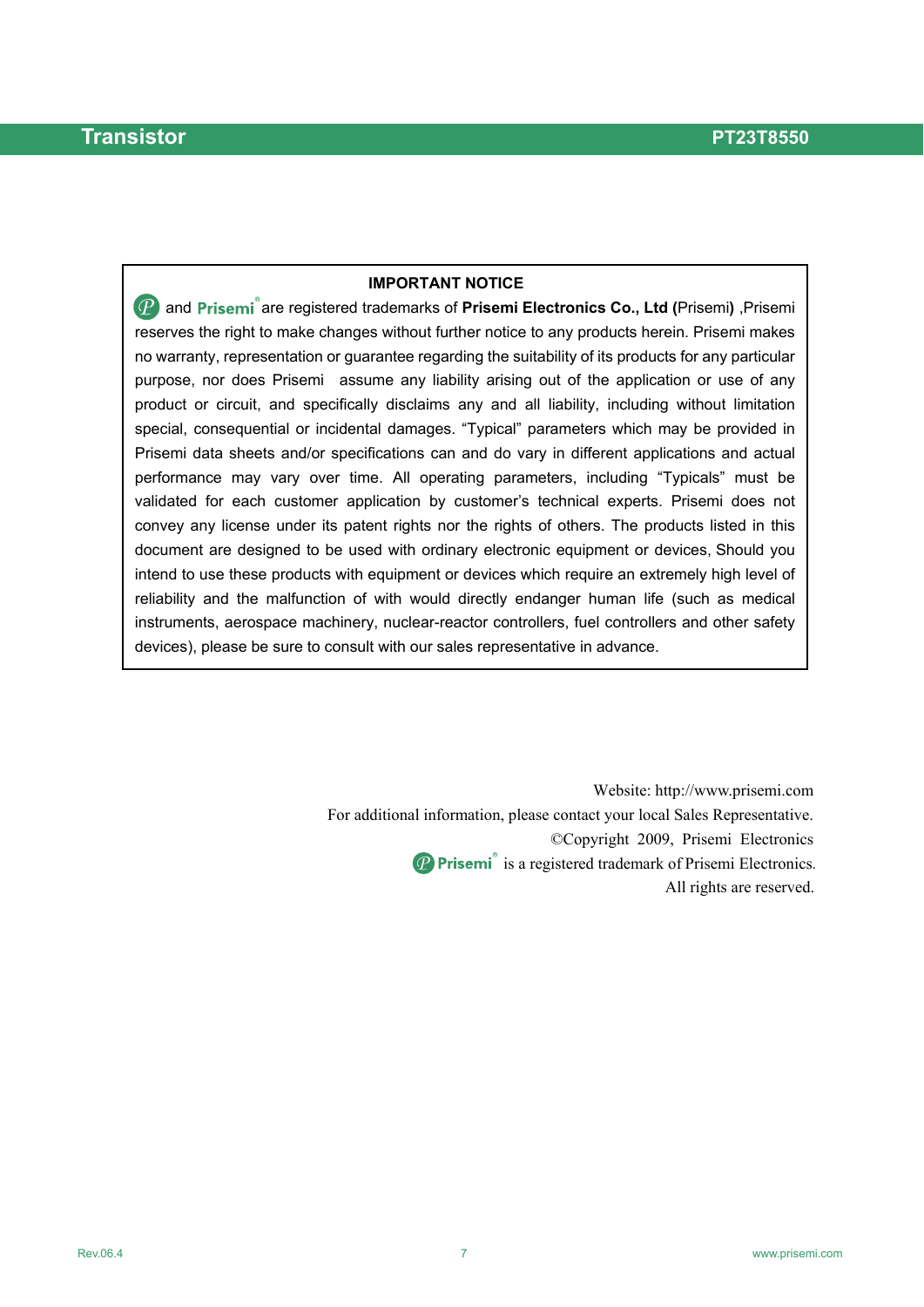## IMPORTANT NOTICE

and **Prisemi**® are registered trademarks of **Prisemi Electronics Co., Ltd (**Prisemi**)** ,Prisemi reserves the right to make changes without further notice to any products herein. Prisemi makes no warranty, representation or guarantee regarding the suitability of its products for any particular purpose, nor does Prisemi assume any liability arising out of the application or use of any product or circuit, and specifically disclaims any and all liability, including without limitation special, consequential or incidental damages. "Typical" parameters which may be provided in Prisemi data sheets and/or specifications can and do vary in different applications and actual performance may vary over time. All operating parameters, including "Typicals" must be validated for each customer application by customer's technical experts. Prisemi does not convey any license under its patent rights nor the rights of others. The products listed in this document are designed to be used with ordinary electronic equipment or devices, Should you intend to use these products with equipment or devices which require an extremely high level of reliability and the malfunction of with would directly endanger human life (such as medical instruments, aerospace machinery, nuclear-reactor controllers, fuel controllers and other safety devices), please be sure to consult with our sales representative in advance.

Website: http://www.prisemi.com

For additional information, please contact your local Sales Representative.

©Copyright 2009, Prisemi Electronics

**Prisemi**® is a registered trademark of Prisemi Electronics.

All rights are reserved.